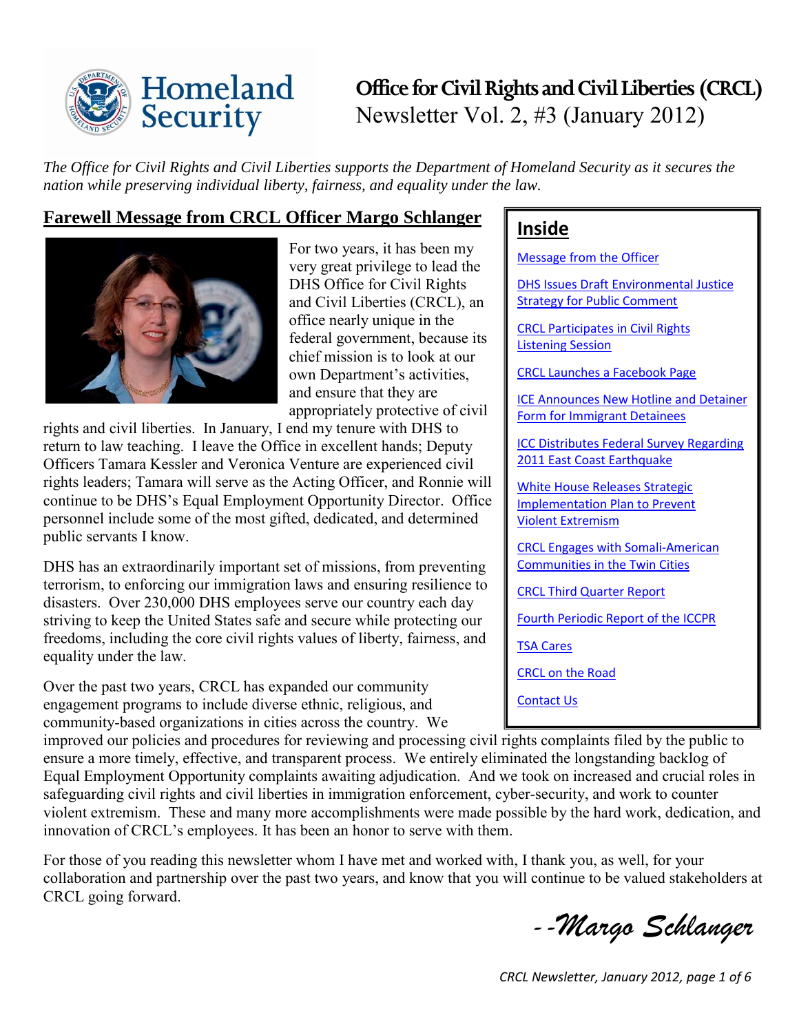# Office for Civil Rights and Civil Liberties (CRCL)
Newsletter Vol. 2, #3 (January 2012)

*The Office for Civil Rights and Civil Liberties supports the Department of Homeland Security as it secures the nation while preserving individual liberty, fairness, and equality under the law.*

## Inside

- Message from the Officer
- DHS Issues Draft Environmental Justice Strategy for Public Comment
- CRCL Participates in Civil Rights Listening Session
- CRCL Launches a Facebook Page
- ICE Announces New Hotline and Detainer Form for Immigrant Detainees
- ICC Distributes Federal Survey Regarding 2011 East Coast Earthquake
- White House Releases Strategic Implementation Plan to Prevent Violent Extremism
- CRCL Engages with Somali-American Communities in the Twin Cities
- CRCL Third Quarter Report
- Fourth Periodic Report of the ICCPR
- TSA Cares
- CRCL on the Road
- Contact Us

## Farewell Message from CRCL Officer Margo Schlanger

For two years, it has been my very great privilege to lead the DHS Office for Civil Rights and Civil Liberties (CRCL), an office nearly unique in the federal government, because its chief mission is to look at our own Department's activities, and ensure that they are appropriately protective of civil rights and civil liberties. In January, I end my tenure with DHS to return to law teaching. I leave the Office in excellent hands; Deputy Officers Tamara Kessler and Veronica Venture are experienced civil rights leaders; Tamara will serve as the Acting Officer, and Ronnie will continue to be DHS's Equal Employment Opportunity Director. Office personnel include some of the most gifted, dedicated, and determined public servants I know.

DHS has an extraordinarily important set of missions, from preventing terrorism, to enforcing our immigration laws and ensuring resilience to disasters. Over 230,000 DHS employees serve our country each day striving to keep the United States safe and secure while protecting our freedoms, including the core civil rights values of liberty, fairness, and equality under the law.

Over the past two years, CRCL has expanded our community engagement programs to include diverse ethnic, religious, and community-based organizations in cities across the country. We improved our policies and procedures for reviewing and processing civil rights complaints filed by the public to ensure a more timely, effective, and transparent process. We entirely eliminated the longstanding backlog of Equal Employment Opportunity complaints awaiting adjudication. And we took on increased and crucial roles in safeguarding civil rights and civil liberties in immigration enforcement, cyber-security, and work to counter violent extremism. These and many more accomplishments were made possible by the hard work, dedication, and innovation of CRCL's employees. It has been an honor to serve with them.

For those of you reading this newsletter whom I have met and worked with, I thank you, as well, for your collaboration and partnership over the past two years, and know that you will continue to be valued stakeholders at CRCL going forward.

*--Margo Schlanger*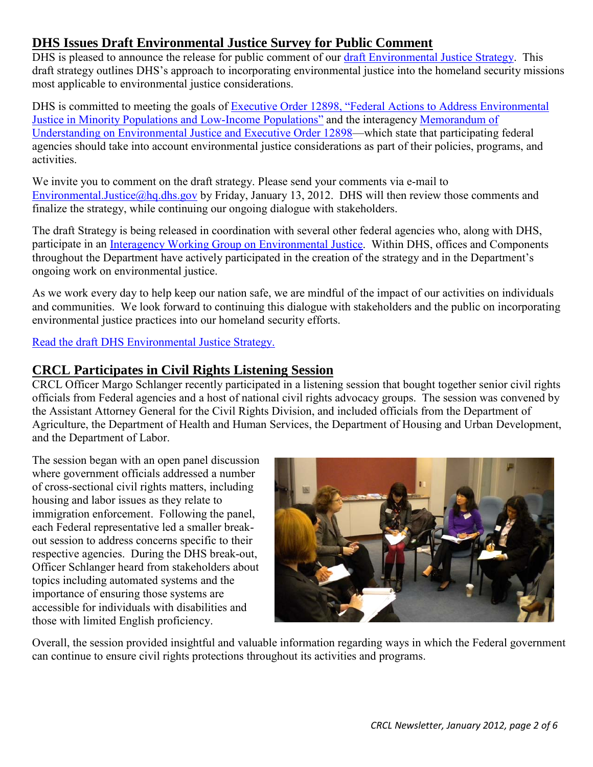## DHS Issues Draft Environmental Justice Survey for Public Comment

DHS is pleased to announce the release for public comment of our draft Environmental Justice Strategy. This draft strategy outlines DHS's approach to incorporating environmental justice into the homeland security missions most applicable to environmental justice considerations.

DHS is committed to meeting the goals of Executive Order 12898, "Federal Actions to Address Environmental Justice in Minority Populations and Low-Income Populations" and the interagency Memorandum of Understanding on Environmental Justice and Executive Order 12898—which state that participating federal agencies should take into account environmental justice considerations as part of their policies, programs, and activities.

We invite you to comment on the draft strategy. Please send your comments via e-mail to Environmental.Justice@hq.dhs.gov by Friday, January 13, 2012. DHS will then review those comments and finalize the strategy, while continuing our ongoing dialogue with stakeholders.

The draft Strategy is being released in coordination with several other federal agencies who, along with DHS, participate in an Interagency Working Group on Environmental Justice. Within DHS, offices and Components throughout the Department have actively participated in the creation of the strategy and in the Department's ongoing work on environmental justice.

As we work every day to help keep our nation safe, we are mindful of the impact of our activities on individuals and communities. We look forward to continuing this dialogue with stakeholders and the public on incorporating environmental justice practices into our homeland security efforts.

Read the draft DHS Environmental Justice Strategy.

## CRCL Participates in Civil Rights Listening Session

CRCL Officer Margo Schlanger recently participated in a listening session that bought together senior civil rights officials from Federal agencies and a host of national civil rights advocacy groups. The session was convened by the Assistant Attorney General for the Civil Rights Division, and included officials from the Department of Agriculture, the Department of Health and Human Services, the Department of Housing and Urban Development, and the Department of Labor.

The session began with an open panel discussion where government officials addressed a number of cross-sectional civil rights matters, including housing and labor issues as they relate to immigration enforcement. Following the panel, each Federal representative led a smaller break-out session to address concerns specific to their respective agencies. During the DHS break-out, Officer Schlanger heard from stakeholders about topics including automated systems and the importance of ensuring those systems are accessible for individuals with disabilities and those with limited English proficiency.

Overall, the session provided insightful and valuable information regarding ways in which the Federal government can continue to ensure civil rights protections throughout its activities and programs.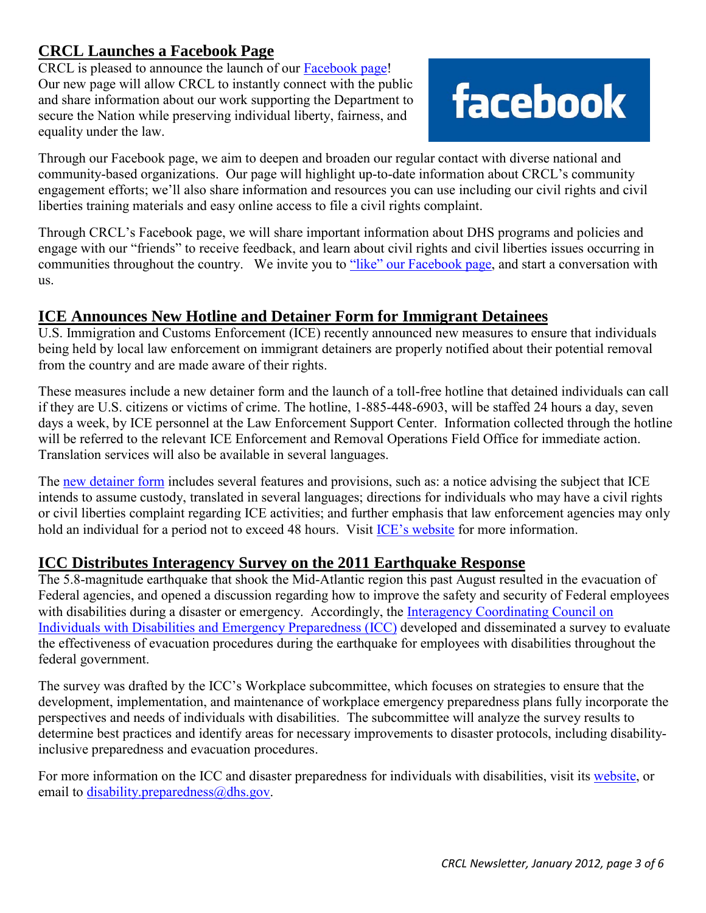## CRCL Launches a Facebook Page

CRCL is pleased to announce the launch of our Facebook page! Our new page will allow CRCL to instantly connect with the public and share information about our work supporting the Department to secure the Nation while preserving individual liberty, fairness, and equality under the law.

Through our Facebook page, we aim to deepen and broaden our regular contact with diverse national and community-based organizations. Our page will highlight up-to-date information about CRCL's community engagement efforts; we'll also share information and resources you can use including our civil rights and civil liberties training materials and easy online access to file a civil rights complaint.

Through CRCL's Facebook page, we will share important information about DHS programs and policies and engage with our "friends" to receive feedback, and learn about civil rights and civil liberties issues occurring in communities throughout the country. We invite you to "like" our Facebook page, and start a conversation with us.

## ICE Announces New Hotline and Detainer Form for Immigrant Detainees

U.S. Immigration and Customs Enforcement (ICE) recently announced new measures to ensure that individuals being held by local law enforcement on immigrant detainers are properly notified about their potential removal from the country and are made aware of their rights.

These measures include a new detainer form and the launch of a toll-free hotline that detained individuals can call if they are U.S. citizens or victims of crime. The hotline, 1-885-448-6903, will be staffed 24 hours a day, seven days a week, by ICE personnel at the Law Enforcement Support Center. Information collected through the hotline will be referred to the relevant ICE Enforcement and Removal Operations Field Office for immediate action. Translation services will also be available in several languages.

The new detainer form includes several features and provisions, such as: a notice advising the subject that ICE intends to assume custody, translated in several languages; directions for individuals who may have a civil rights or civil liberties complaint regarding ICE activities; and further emphasis that law enforcement agencies may only hold an individual for a period not to exceed 48 hours. Visit ICE's website for more information.

## ICC Distributes Interagency Survey on the 2011 Earthquake Response

The 5.8-magnitude earthquake that shook the Mid-Atlantic region this past August resulted in the evacuation of Federal agencies, and opened a discussion regarding how to improve the safety and security of Federal employees with disabilities during a disaster or emergency. Accordingly, the Interagency Coordinating Council on Individuals with Disabilities and Emergency Preparedness (ICC) developed and disseminated a survey to evaluate the effectiveness of evacuation procedures during the earthquake for employees with disabilities throughout the federal government.

The survey was drafted by the ICC's Workplace subcommittee, which focuses on strategies to ensure that the development, implementation, and maintenance of workplace emergency preparedness plans fully incorporate the perspectives and needs of individuals with disabilities. The subcommittee will analyze the survey results to determine best practices and identify areas for necessary improvements to disaster protocols, including disability-inclusive preparedness and evacuation procedures.

For more information on the ICC and disaster preparedness for individuals with disabilities, visit its website, or email to disability.preparedness@dhs.gov.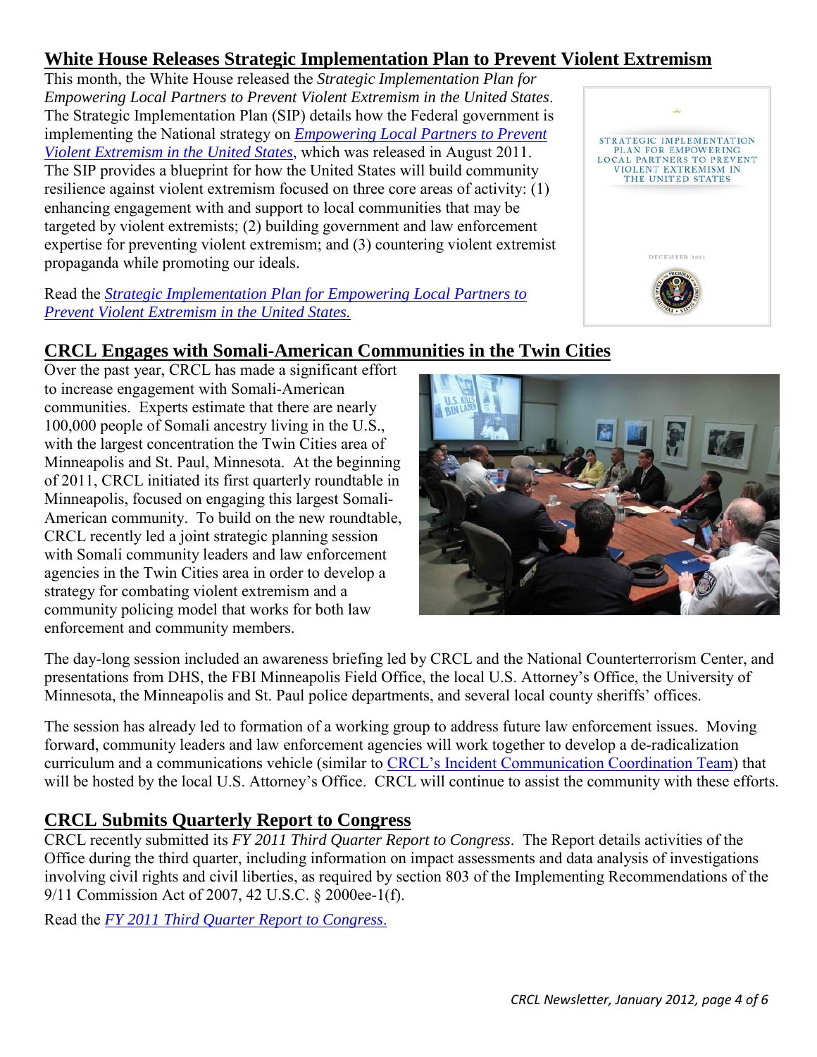## White House Releases Strategic Implementation Plan to Prevent Violent Extremism

This month, the White House released the *Strategic Implementation Plan for Empowering Local Partners to Prevent Violent Extremism in the United States*. The Strategic Implementation Plan (SIP) details how the Federal government is implementing the National strategy on *Empowering Local Partners to Prevent Violent Extremism in the United States*, which was released in August 2011. The SIP provides a blueprint for how the United States will build community resilience against violent extremism focused on three core areas of activity: (1) enhancing engagement with and support to local communities that may be targeted by violent extremists; (2) building government and law enforcement expertise for preventing violent extremism; and (3) countering violent extremist propaganda while promoting our ideals.

Read the *Strategic Implementation Plan for Empowering Local Partners to Prevent Violent Extremism in the United States.*

## CRCL Engages with Somali-American Communities in the Twin Cities

Over the past year, CRCL has made a significant effort to increase engagement with Somali-American communities. Experts estimate that there are nearly 100,000 people of Somali ancestry living in the U.S., with the largest concentration the Twin Cities area of Minneapolis and St. Paul, Minnesota. At the beginning of 2011, CRCL initiated its first quarterly roundtable in Minneapolis, focused on engaging this largest Somali-American community. To build on the new roundtable, CRCL recently led a joint strategic planning session with Somali community leaders and law enforcement agencies in the Twin Cities area in order to develop a strategy for combating violent extremism and a community policing model that works for both law enforcement and community members.

The day-long session included an awareness briefing led by CRCL and the National Counterterrorism Center, and presentations from DHS, the FBI Minneapolis Field Office, the local U.S. Attorney's Office, the University of Minnesota, the Minneapolis and St. Paul police departments, and several local county sheriffs' offices.

The session has already led to formation of a working group to address future law enforcement issues. Moving forward, community leaders and law enforcement agencies will work together to develop a de-radicalization curriculum and a communications vehicle (similar to CRCL's Incident Communication Coordination Team) that will be hosted by the local U.S. Attorney's Office. CRCL will continue to assist the community with these efforts.

## CRCL Submits Quarterly Report to Congress

CRCL recently submitted its *FY 2011 Third Quarter Report to Congress*. The Report details activities of the Office during the third quarter, including information on impact assessments and data analysis of investigations involving civil rights and civil liberties, as required by section 803 of the Implementing Recommendations of the 9/11 Commission Act of 2007, 42 U.S.C. § 2000ee-1(f).

Read the *FY 2011 Third Quarter Report to Congress.*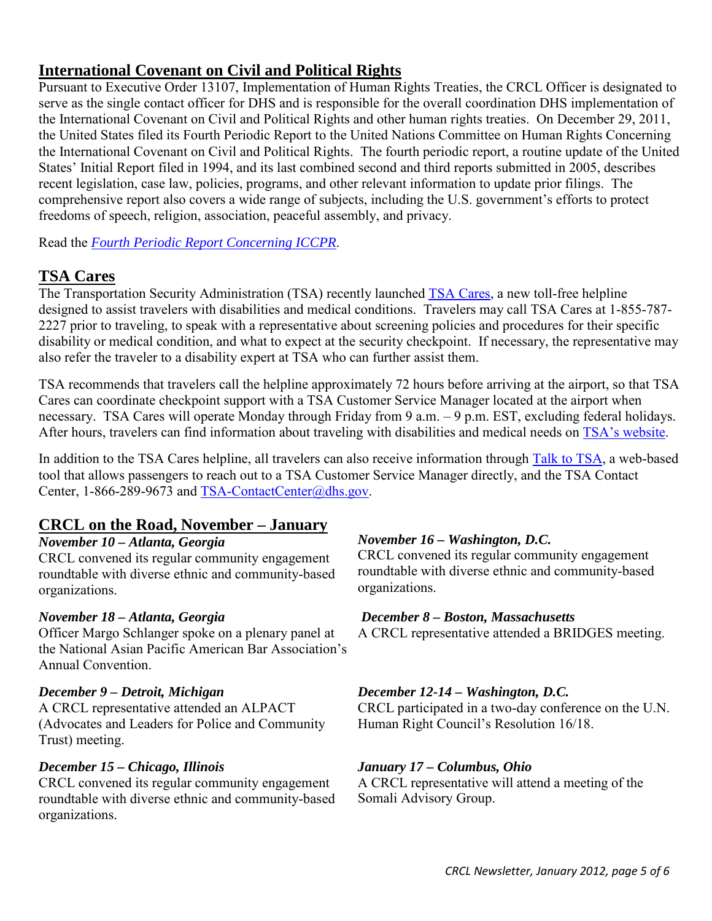## International Covenant on Civil and Political Rights

Pursuant to Executive Order 13107, Implementation of Human Rights Treaties, the CRCL Officer is designated to serve as the single contact officer for DHS and is responsible for the overall coordination DHS implementation of the International Covenant on Civil and Political Rights and other human rights treaties. On December 29, 2011, the United States filed its Fourth Periodic Report to the United Nations Committee on Human Rights Concerning the International Covenant on Civil and Political Rights. The fourth periodic report, a routine update of the United States' Initial Report filed in 1994, and its last combined second and third reports submitted in 2005, describes recent legislation, case law, policies, programs, and other relevant information to update prior filings. The comprehensive report also covers a wide range of subjects, including the U.S. government's efforts to protect freedoms of speech, religion, association, peaceful assembly, and privacy.

Read the *Fourth Periodic Report Concerning ICCPR*.

## TSA Cares

The Transportation Security Administration (TSA) recently launched TSA Cares, a new toll-free helpline designed to assist travelers with disabilities and medical conditions. Travelers may call TSA Cares at 1-855-787-2227 prior to traveling, to speak with a representative about screening policies and procedures for their specific disability or medical condition, and what to expect at the security checkpoint. If necessary, the representative may also refer the traveler to a disability expert at TSA who can further assist them.

TSA recommends that travelers call the helpline approximately 72 hours before arriving at the airport, so that TSA Cares can coordinate checkpoint support with a TSA Customer Service Manager located at the airport when necessary. TSA Cares will operate Monday through Friday from 9 a.m. – 9 p.m. EST, excluding federal holidays. After hours, travelers can find information about traveling with disabilities and medical needs on TSA's website.

In addition to the TSA Cares helpline, all travelers can also receive information through Talk to TSA, a web-based tool that allows passengers to reach out to a TSA Customer Service Manager directly, and the TSA Contact Center, 1-866-289-9673 and TSA-ContactCenter@dhs.gov.

## CRCL on the Road, November – January

***November 10 – Atlanta, Georgia***
CRCL convened its regular community engagement roundtable with diverse ethnic and community-based organizations.

***November 16 – Washington, D.C.***
CRCL convened its regular community engagement roundtable with diverse ethnic and community-based organizations.

***November 18 – Atlanta, Georgia***
Officer Margo Schlanger spoke on a plenary panel at the National Asian Pacific American Bar Association's Annual Convention.

***December 8 – Boston, Massachusetts***
A CRCL representative attended a BRIDGES meeting.

***December 9 – Detroit, Michigan***
A CRCL representative attended an ALPACT (Advocates and Leaders for Police and Community Trust) meeting.

***December 12-14 – Washington, D.C.***
CRCL participated in a two-day conference on the U.N. Human Right Council's Resolution 16/18.

***December 15 – Chicago, Illinois***
CRCL convened its regular community engagement roundtable with diverse ethnic and community-based organizations.

***January 17 – Columbus, Ohio***
A CRCL representative will attend a meeting of the Somali Advisory Group.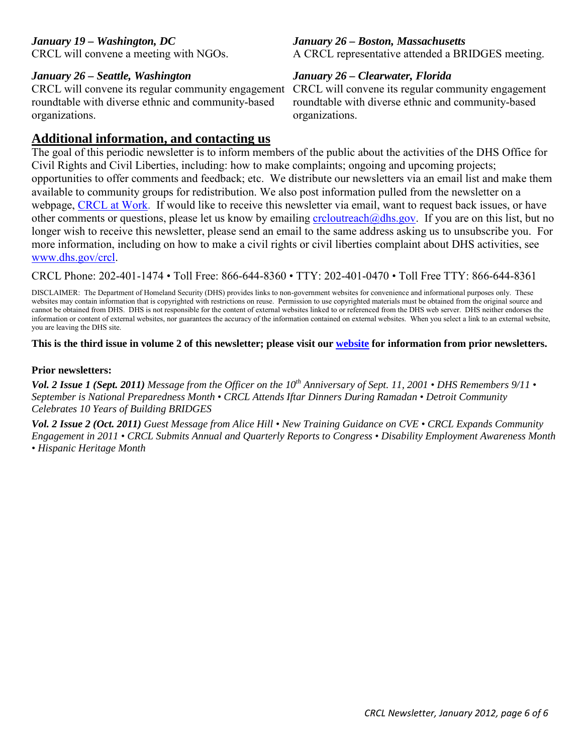***January 19 – Washington, DC***
CRCL will convene a meeting with NGOs.

***January 26 – Seattle, Washington***
CRCL will convene its regular community engagement roundtable with diverse ethnic and community-based organizations.

***January 26 – Boston, Massachusetts***
A CRCL representative attended a BRIDGES meeting.

***January 26 – Clearwater, Florida***
CRCL will convene its regular community engagement roundtable with diverse ethnic and community-based organizations.

## Additional information, and contacting us

The goal of this periodic newsletter is to inform members of the public about the activities of the DHS Office for Civil Rights and Civil Liberties, including: how to make complaints; ongoing and upcoming projects; opportunities to offer comments and feedback; etc. We distribute our newsletters via an email list and make them available to community groups for redistribution. We also post information pulled from the newsletter on a webpage, CRCL at Work. If would like to receive this newsletter via email, want to request back issues, or have other comments or questions, please let us know by emailing crcloutreach@dhs.gov. If you are on this list, but no longer wish to receive this newsletter, please send an email to the same address asking us to unsubscribe you. For more information, including on how to make a civil rights or civil liberties complaint about DHS activities, see www.dhs.gov/crcl.

CRCL Phone: 202-401-1474 • Toll Free: 866-644-8360 • TTY: 202-401-0470 • Toll Free TTY: 866-644-8361

DISCLAIMER: The Department of Homeland Security (DHS) provides links to non-government websites for convenience and informational purposes only. These websites may contain information that is copyrighted with restrictions on reuse. Permission to use copyrighted materials must be obtained from the original source and cannot be obtained from DHS. DHS is not responsible for the content of external websites linked to or referenced from the DHS web server. DHS neither endorses the information or content of external websites, nor guarantees the accuracy of the information contained on external websites. When you select a link to an external website, you are leaving the DHS site.

**This is the third issue in volume 2 of this newsletter; please visit our website for information from prior newsletters.**

**Prior newsletters:**

***Vol. 2 Issue 1 (Sept. 2011)*** *Message from the Officer on the 10th Anniversary of Sept. 11, 2001 • DHS Remembers 9/11 • September is National Preparedness Month • CRCL Attends Iftar Dinners During Ramadan • Detroit Community Celebrates 10 Years of Building BRIDGES*

***Vol. 2 Issue 2 (Oct. 2011)*** *Guest Message from Alice Hill • New Training Guidance on CVE • CRCL Expands Community Engagement in 2011 • CRCL Submits Annual and Quarterly Reports to Congress • Disability Employment Awareness Month • Hispanic Heritage Month*